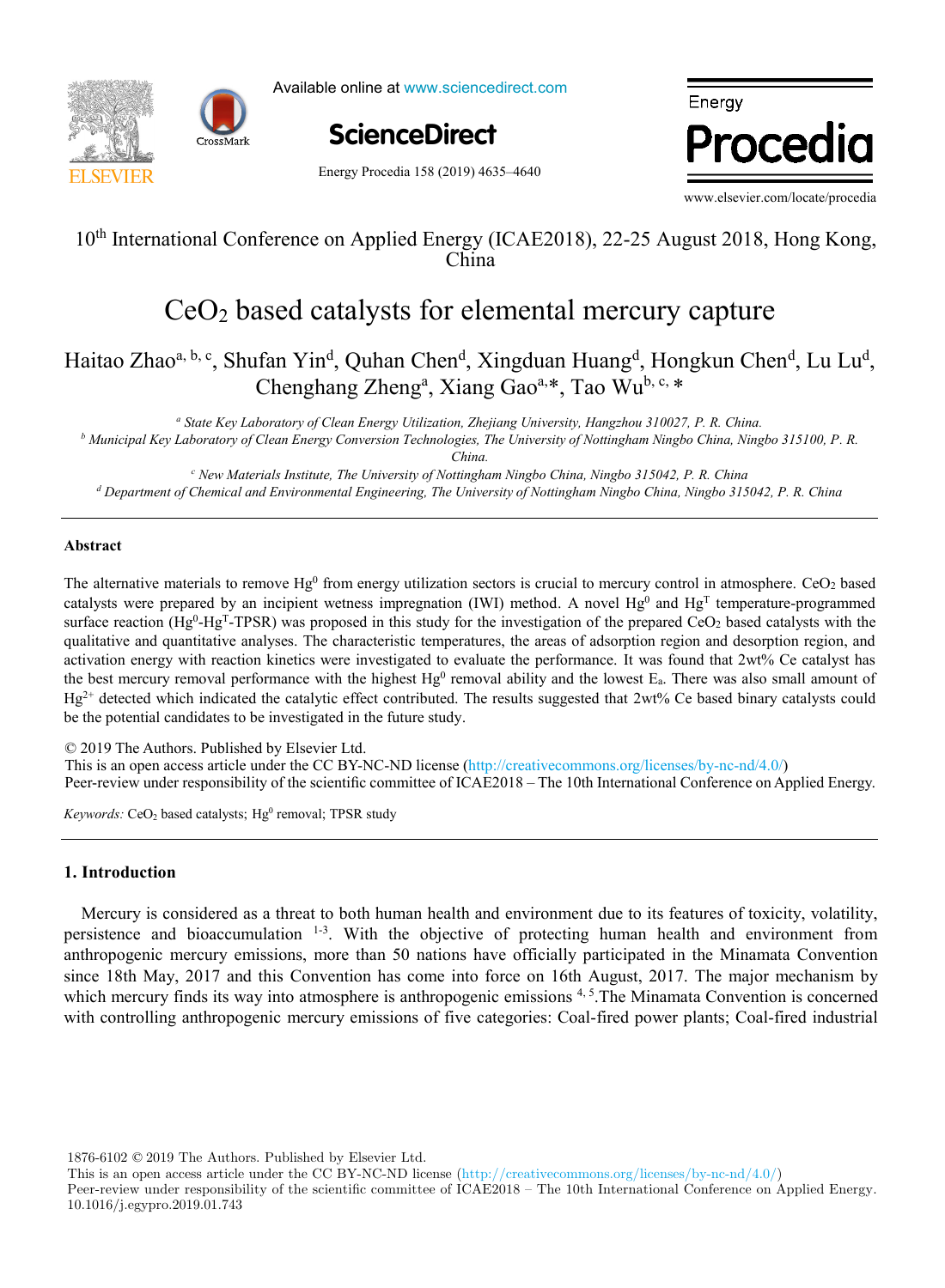10th International Conference on Applied Energy (ICAE2018), 22-25 August 2018, Hong Kong, China

# $CeO_2$ based catalysts for elemental mercury capture

Haitao Zhao[a, b, c], Shufan Yin[d], Quhan Chen[d], Xingduan Huang[d], Hongkun Chen[d], Lu Lu[d], Chenghang Zheng[a], Xiang Gao[a,*], Tao Wu[b, c, *]

[a] *State Key Laboratory of Clean Energy Utilization, Zhejiang University, Hangzhou 310027, P. R. China.*
[b] *Municipal Key Laboratory of Clean Energy Conversion Technologies, The University of Nottingham Ningbo China, Ningbo 315100, P. R. China.*
[c] *New Materials Institute, The University of Nottingham Ningbo China, Ningbo 315042, P. R. China*
[d] *Department of Chemical and Environmental Engineering, The University of Nottingham Ningbo China, Ningbo 315042, P. R. China*

## Abstract

The alternative materials to remove $Hg^0$ from energy utilization sectors is crucial to mercury control in atmosphere. $CeO_2$ based catalysts were prepared by an incipient wetness impregnation (IWI) method. A novel $Hg^0$ and $Hg^T$ temperature-programmed surface reaction ($Hg^0$-$Hg^T$-TPSR) was proposed in this study for the investigation of the prepared $CeO_2$ based catalysts with the qualitative and quantitative analyses. The characteristic temperatures, the areas of adsorption region and desorption region, and activation energy with reaction kinetics were investigated to evaluate the performance. It was found that 2wt% Ce catalyst has the best mercury removal performance with the highest $Hg^0$ removal ability and the lowest $E_a$. There was also small amount of $Hg^{2+}$ detected which indicated the catalytic effect contributed. The results suggested that 2wt% Ce based binary catalysts could be the potential candidates to be investigated in the future study.

© 2019 The Authors. Published by Elsevier Ltd.
This is an open access article under the CC BY-NC-ND license (http://creativecommons.org/licenses/by-nc-nd/4.0/)
Peer-review under responsibility of the scientific committee of ICAE2018 – The 10th International Conference on Applied Energy.

*Keywords:* $CeO_2$ based catalysts; $Hg^0$ removal; TPSR study

## 1. Introduction

Mercury is considered as a threat to both human health and environment due to its features of toxicity, volatility, persistence and bioaccumulation [1-3]. With the objective of protecting human health and environment from anthropogenic mercury emissions, more than 50 nations have officially participated in the Minamata Convention since 18th May, 2017 and this Convention has come into force on 16th August, 2017. The major mechanism by which mercury finds its way into atmosphere is anthropogenic emissions [4, 5]. The Minamata Convention is concerned with controlling anthropogenic mercury emissions of five categories: Coal-fired power plants; Coal-fired industrial

1876-6102 © 2019 The Authors. Published by Elsevier Ltd.
This is an open access article under the CC BY-NC-ND license (http://creativecommons.org/licenses/by-nc-nd/4.0/)
Peer-review under responsibility of the scientific committee of ICAE2018 – The 10th International Conference on Applied Energy.
10.1016/j.egypro.2019.01.743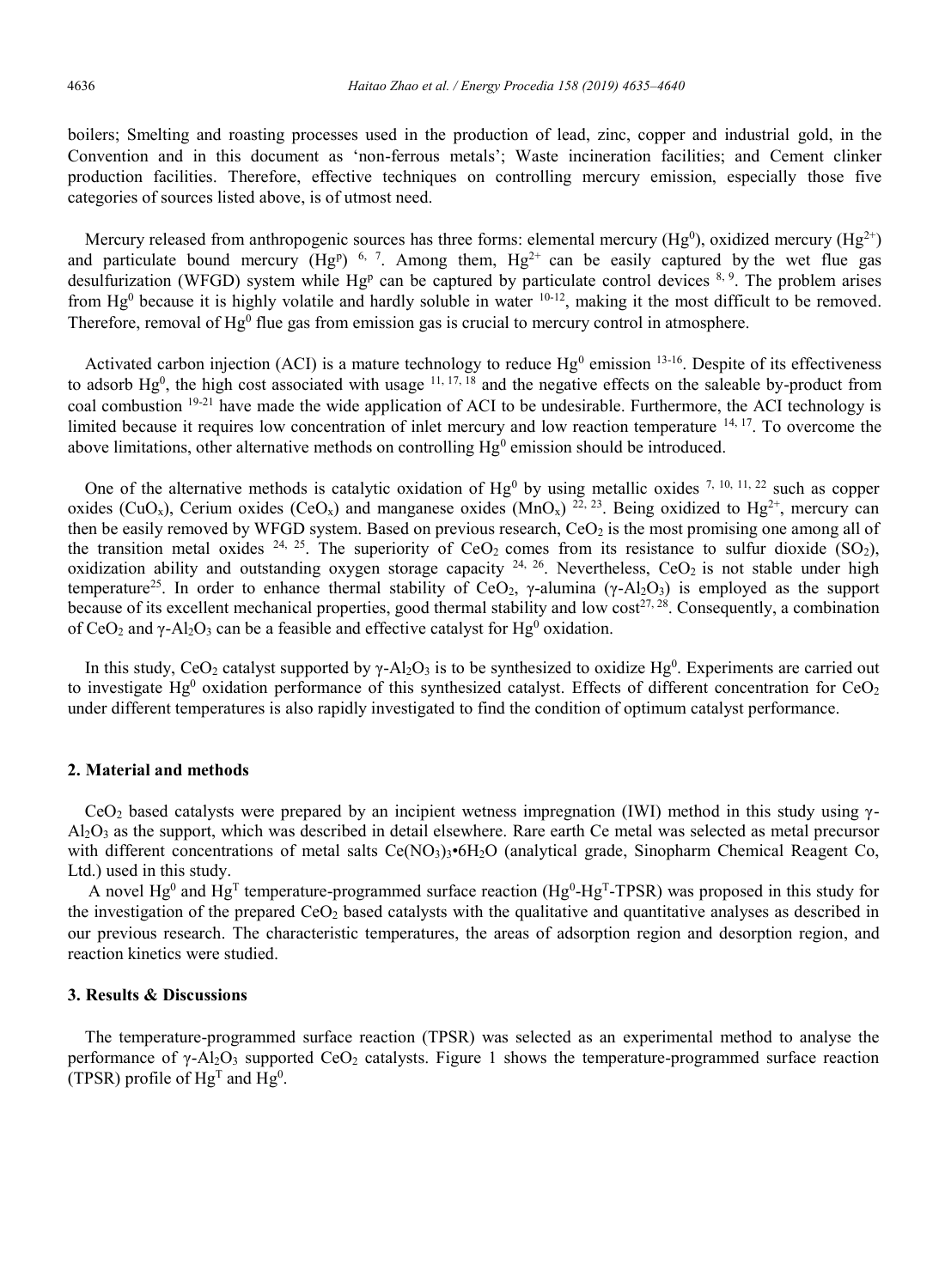boilers; Smelting and roasting processes used in the production of lead, zinc, copper and industrial gold, in the Convention and in this document as 'non-ferrous metals'; Waste incineration facilities; and Cement clinker production facilities. Therefore, effective techniques on controlling mercury emission, especially those five categories of sources listed above, is of utmost need.

Mercury released from anthropogenic sources has three forms: elemental mercury ($Hg^0$), oxidized mercury ($Hg^{2+}$) and particulate bound mercury ($Hg^p$) [6, 7]. Among them, $Hg^{2+}$ can be easily captured by the wet flue gas desulfurization (WFGD) system while $Hg^p$ can be captured by particulate control devices [8, 9]. The problem arises from $Hg^0$ because it is highly volatile and hardly soluble in water [10-12], making it the most difficult to be removed. Therefore, removal of $Hg^0$ flue gas from emission gas is crucial to mercury control in atmosphere.

Activated carbon injection (ACI) is a mature technology to reduce $Hg^0$ emission [13-16]. Despite of its effectiveness to adsorb $Hg^0$, the high cost associated with usage [11, 17, 18] and the negative effects on the saleable by-product from coal combustion [19-21] have made the wide application of ACI to be undesirable. Furthermore, the ACI technology is limited because it requires low concentration of inlet mercury and low reaction temperature [14, 17]. To overcome the above limitations, other alternative methods on controlling $Hg^0$ emission should be introduced.

One of the alternative methods is catalytic oxidation of $Hg^0$ by using metallic oxides [7, 10, 11, 22] such as copper oxides ($CuO_x$), Cerium oxides ($CeO_x$) and manganese oxides ($MnO_x$) [22, 23]. Being oxidized to $Hg^{2+}$, mercury can then be easily removed by WFGD system. Based on previous research, $CeO_2$ is the most promising one among all of the transition metal oxides [24, 25]. The superiority of $CeO_2$ comes from its resistance to sulfur dioxide ($SO_2$), oxidization ability and outstanding oxygen storage capacity [24, 26]. Nevertheless, $CeO_2$ is not stable under high temperature[25]. In order to enhance thermal stability of $CeO_2$, γ-alumina (γ-$Al_2O_3$) is employed as the support because of its excellent mechanical properties, good thermal stability and low cost[27, 28]. Consequently, a combination of $CeO_2$ and γ-$Al_2O_3$ can be a feasible and effective catalyst for $Hg^0$ oxidation.

In this study, $CeO_2$ catalyst supported by γ-$Al_2O_3$ is to be synthesized to oxidize $Hg^0$. Experiments are carried out to investigate $Hg^0$ oxidation performance of this synthesized catalyst. Effects of different concentration for $CeO_2$ under different temperatures is also rapidly investigated to find the condition of optimum catalyst performance.

## 2. Material and methods

$CeO_2$ based catalysts were prepared by an incipient wetness impregnation (IWI) method in this study using γ-$Al_2O_3$ as the support, which was described in detail elsewhere. Rare earth Ce metal was selected as metal precursor with different concentrations of metal salts $Ce(NO_3)_3{\bullet}6H_2O$ (analytical grade, Sinopharm Chemical Reagent Co, Ltd.) used in this study.

A novel $Hg^0$ and $Hg^T$ temperature-programmed surface reaction ($Hg^0$-$Hg^T$-TPSR) was proposed in this study for the investigation of the prepared $CeO_2$ based catalysts with the qualitative and quantitative analyses as described in our previous research. The characteristic temperatures, the areas of adsorption region and desorption region, and reaction kinetics were studied.

## 3. Results & Discussions

The temperature-programmed surface reaction (TPSR) was selected as an experimental method to analyse the performance of γ-$Al_2O_3$ supported $CeO_2$ catalysts. Figure 1 shows the temperature-programmed surface reaction (TPSR) profile of $Hg^T$ and $Hg^0$.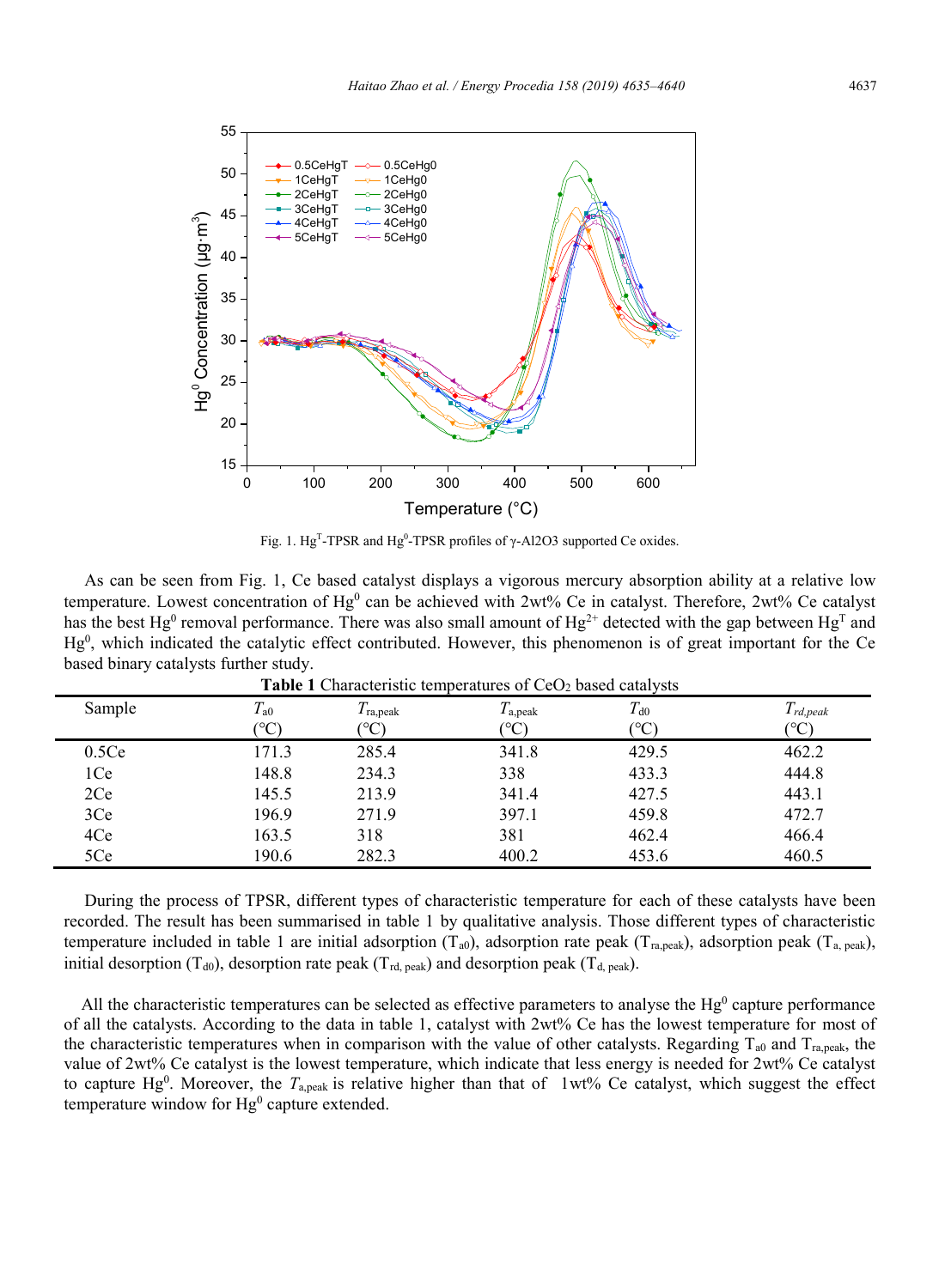Fig. 1. $Hg^T$-TPSR and $Hg^0$-TPSR profiles of γ-Al2O3 supported Ce oxides.

As can be seen from Fig. 1, Ce based catalyst displays a vigorous mercury absorption ability at a relative low temperature. Lowest concentration of $Hg^0$ can be achieved with 2wt% Ce in catalyst. Therefore, 2wt% Ce catalyst has the best $Hg^0$ removal performance. There was also small amount of $Hg^{2+}$ detected with the gap between $Hg^T$ and $Hg^0$, which indicated the catalytic effect contributed. However, this phenomenon is of great important for the Ce based binary catalysts further study.

**Table 1** Characteristic temperatures of $CeO_2$ based catalysts

| Sample | $T_{a0}$ (°C) | $T_{ra,peak}$ (°C) | $T_{a,peak}$ (°C) | $T_{d0}$ (°C) | $T_{rd,peak}$ (°C) |
|---|---|---|---|---|---|
| 0.5Ce | 171.3 | 285.4 | 341.8 | 429.5 | 462.2 |
| 1Ce | 148.8 | 234.3 | 338 | 433.3 | 444.8 |
| 2Ce | 145.5 | 213.9 | 341.4 | 427.5 | 443.1 |
| 3Ce | 196.9 | 271.9 | 397.1 | 459.8 | 472.7 |
| 4Ce | 163.5 | 318 | 381 | 462.4 | 466.4 |
| 5Ce | 190.6 | 282.3 | 400.2 | 453.6 | 460.5 |

During the process of TPSR, different types of characteristic temperature for each of these catalysts have been recorded. The result has been summarised in table 1 by qualitative analysis. Those different types of characteristic temperature included in table 1 are initial adsorption ($T_{a0}$), adsorption rate peak ($T_{ra,peak}$), adsorption peak ($T_{a, peak}$), initial desorption ($T_{d0}$), desorption rate peak ($T_{rd, peak}$) and desorption peak ($T_{d, peak}$).

All the characteristic temperatures can be selected as effective parameters to analyse the $Hg^0$ capture performance of all the catalysts. According to the data in table 1, catalyst with 2wt% Ce has the lowest temperature for most of the characteristic temperatures when in comparison with the value of other catalysts. Regarding $T_{a0}$ and $T_{ra,peak}$, the value of 2wt% Ce catalyst is the lowest temperature, which indicate that less energy is needed for 2wt% Ce catalyst to capture $Hg^0$. Moreover, the $T_{a,peak}$ is relative higher than that of 1wt% Ce catalyst, which suggest the effect temperature window for $Hg^0$ capture extended.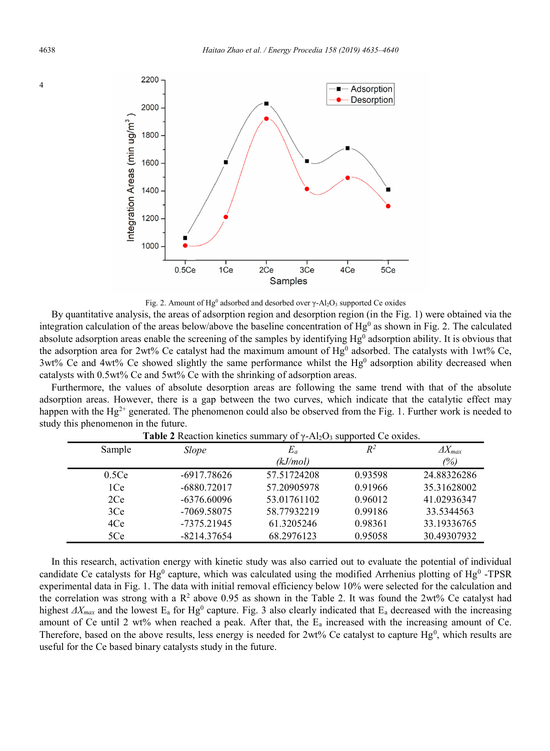Fig. 2. Amount of $Hg^0$ adsorbed and desorbed over $\gamma$-$Al_2O_3$ supported Ce oxides

By quantitative analysis, the areas of adsorption region and desorption region (in the Fig. 1) were obtained via the integration calculation of the areas below/above the baseline concentration of $Hg^0$ as shown in Fig. 2. The calculated absolute adsorption areas enable the screening of the samples by identifying $Hg^0$ adsorption ability. It is obvious that the adsorption area for 2wt% Ce catalyst had the maximum amount of $Hg^0$ adsorbed. The catalysts with 1wt% Ce, 3wt% Ce and 4wt% Ce showed slightly the same performance whilst the $Hg^0$ adsorption ability decreased when catalysts with 0.5wt% Ce and 5wt% Ce with the shrinking of adsorption areas.

Furthermore, the values of absolute desorption areas are following the same trend with that of the absolute adsorption areas. However, there is a gap between the two curves, which indicate that the catalytic effect may happen with the $Hg^{2+}$ generated. The phenomenon could also be observed from the Fig. 1. Further work is needed to study this phenomenon in the future.

**Table 2** Reaction kinetics summary of $\gamma$-$Al_2O_3$ supported Ce oxides.

| Sample | *Slope* | $E_a$ (kJ/mol) | $R^2$ | $\Delta X_{max}$ (%) |
|---|---|---|---|---|
| 0.5Ce | -6917.78626 | 57.51724208 | 0.93598 | 24.88326286 |
| 1Ce | -6880.72017 | 57.20905978 | 0.91966 | 35.31628002 |
| 2Ce | -6376.60096 | 53.01761102 | 0.96012 | 41.02936347 |
| 3Ce | -7069.58075 | 58.77932219 | 0.99186 | 33.5344563 |
| 4Ce | -7375.21945 | 61.3205246 | 0.98361 | 33.19336765 |
| 5Ce | -8214.37654 | 68.2976123 | 0.95058 | 30.49307932 |

In this research, activation energy with kinetic study was also carried out to evaluate the potential of individual candidate Ce catalysts for $Hg^0$ capture, which was calculated using the modified Arrhenius plotting of $Hg^0$ -TPSR experimental data in Fig. 1. The data with initial removal efficiency below 10% were selected for the calculation and the correlation was strong with a $R^2$ above 0.95 as shown in the Table 2. It was found the 2wt% Ce catalyst had highest $\Delta X_{max}$ and the lowest $E_a$ for $Hg^0$ capture. Fig. 3 also clearly indicated that $E_a$ decreased with the increasing amount of Ce until 2 wt% when reached a peak. After that, the $E_a$ increased with the increasing amount of Ce. Therefore, based on the above results, less energy is needed for 2wt% Ce catalyst to capture $Hg^0$, which results are useful for the Ce based binary catalysts study in the future.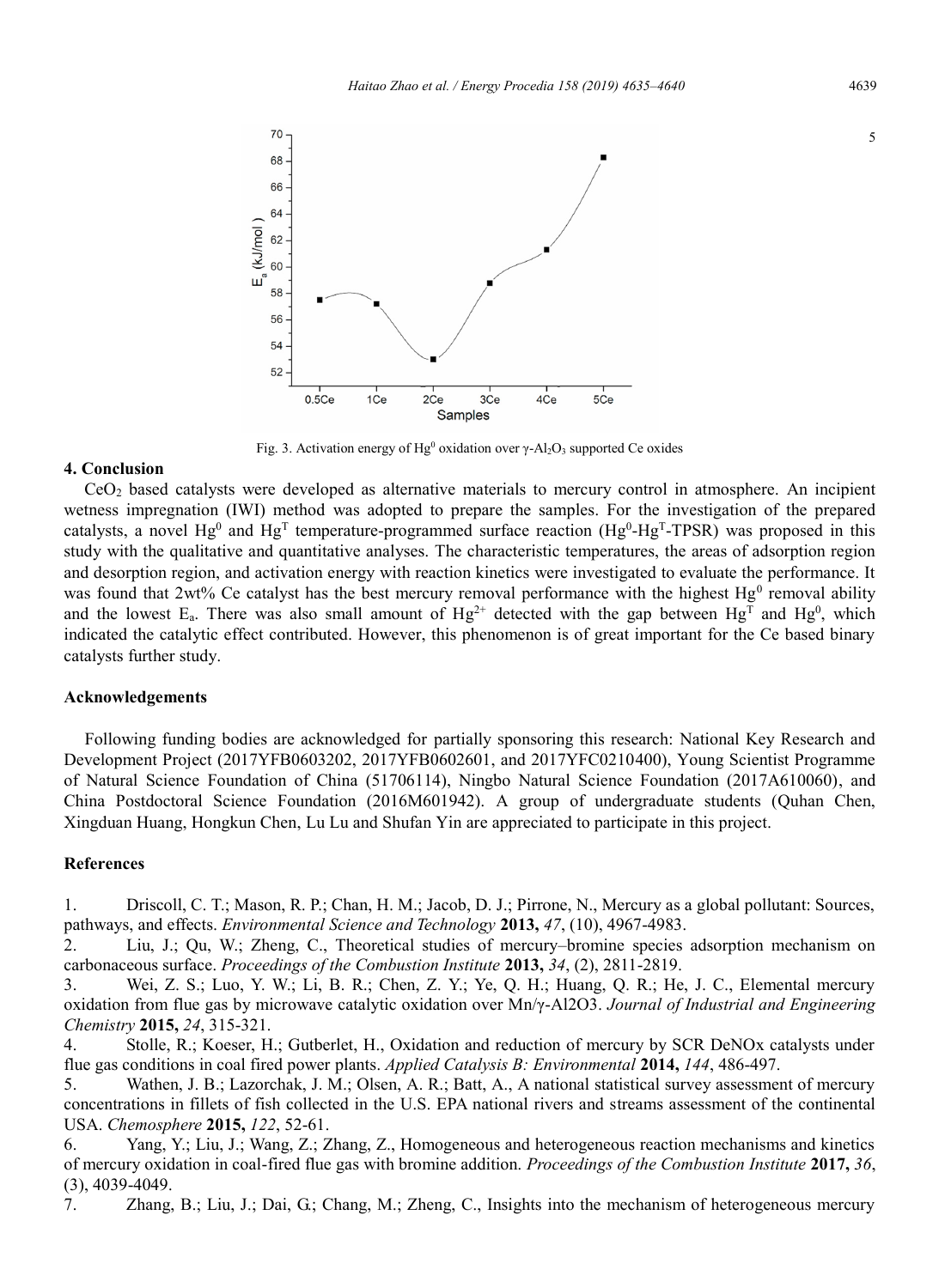Fig. 3. Activation energy of $Hg^0$ oxidation over $\gamma$-$Al_2O_3$ supported Ce oxides

## 4. Conclusion

$CeO_2$ based catalysts were developed as alternative materials to mercury control in atmosphere. An incipient wetness impregnation (IWI) method was adopted to prepare the samples. For the investigation of the prepared catalysts, a novel $Hg^0$ and $Hg^T$ temperature-programmed surface reaction ($Hg^0$-$Hg^T$-TPSR) was proposed in this study with the qualitative and quantitative analyses. The characteristic temperatures, the areas of adsorption region and desorption region, and activation energy with reaction kinetics were investigated to evaluate the performance. It was found that 2wt% Ce catalyst has the best mercury removal performance with the highest $Hg^0$ removal ability and the lowest $E_a$. There was also small amount of $Hg^{2+}$ detected with the gap between $Hg^T$ and $Hg^0$, which indicated the catalytic effect contributed. However, this phenomenon is of great important for the Ce based binary catalysts further study.

## Acknowledgements

Following funding bodies are acknowledged for partially sponsoring this research: National Key Research and Development Project (2017YFB0603202, 2017YFB0602601, and 2017YFC0210400), Young Scientist Programme of Natural Science Foundation of China (51706114), Ningbo Natural Science Foundation (2017A610060), and China Postdoctoral Science Foundation (2016M601942). A group of undergraduate students (Quhan Chen, Xingduan Huang, Hongkun Chen, Lu Lu and Shufan Yin are appreciated to participate in this project.

## References

1. Driscoll, C. T.; Mason, R. P.; Chan, H. M.; Jacob, D. J.; Pirrone, N., Mercury as a global pollutant: Sources, pathways, and effects. *Environmental Science and Technology* **2013,** *47*, (10), 4967-4983.
2. Liu, J.; Qu, W.; Zheng, C., Theoretical studies of mercury–bromine species adsorption mechanism on carbonaceous surface. *Proceedings of the Combustion Institute* **2013,** *34*, (2), 2811-2819.
3. Wei, Z. S.; Luo, Y. W.; Li, B. R.; Chen, Z. Y.; Ye, Q. H.; Huang, Q. R.; He, J. C., Elemental mercury oxidation from flue gas by microwave catalytic oxidation over Mn/γ-Al2O3. *Journal of Industrial and Engineering Chemistry* **2015,** *24*, 315-321.
4. Stolle, R.; Koeser, H.; Gutberlet, H., Oxidation and reduction of mercury by SCR DeNOx catalysts under flue gas conditions in coal fired power plants. *Applied Catalysis B: Environmental* **2014,** *144*, 486-497.
5. Wathen, J. B.; Lazorchak, J. M.; Olsen, A. R.; Batt, A., A national statistical survey assessment of mercury concentrations in fillets of fish collected in the U.S. EPA national rivers and streams assessment of the continental USA. *Chemosphere* **2015,** *122*, 52-61.
6. Yang, Y.; Liu, J.; Wang, Z.; Zhang, Z., Homogeneous and heterogeneous reaction mechanisms and kinetics of mercury oxidation in coal-fired flue gas with bromine addition. *Proceedings of the Combustion Institute* **2017,** *36*, (3), 4039-4049.
7. Zhang, B.; Liu, J.; Dai, G.; Chang, M.; Zheng, C., Insights into the mechanism of heterogeneous mercury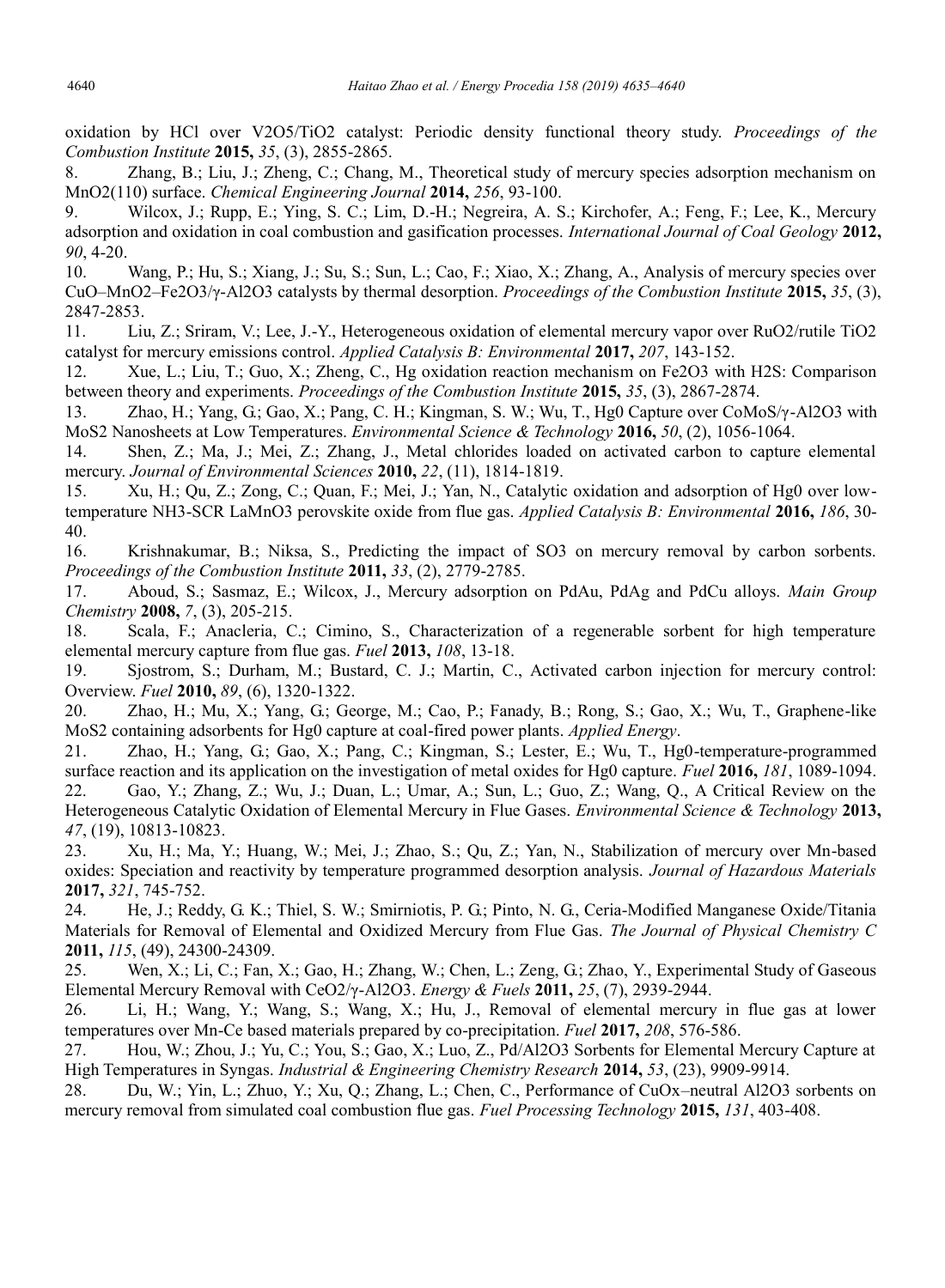oxidation by HCl over $V_2O_5/TiO_2$ catalyst: Periodic density functional theory study. *Proceedings of the Combustion Institute* **2015,** *35*, (3), 2855-2865.

8. Zhang, B.; Liu, J.; Zheng, C.; Chang, M., Theoretical study of mercury species adsorption mechanism on $MnO_2(110)$ surface. *Chemical Engineering Journal* **2014,** *256*, 93-100.

9. Wilcox, J.; Rupp, E.; Ying, S. C.; Lim, D.-H.; Negreira, A. S.; Kirchofer, A.; Feng, F.; Lee, K., Mercury adsorption and oxidation in coal combustion and gasification processes. *International Journal of Coal Geology* **2012,** *90*, 4-20.

10. Wang, P.; Hu, S.; Xiang, J.; Su, S.; Sun, L.; Cao, F.; Xiao, X.; Zhang, A., Analysis of mercury species over $CuO–MnO_2–Fe_2O_3/\gamma$-$Al_2O_3$ catalysts by thermal desorption. *Proceedings of the Combustion Institute* **2015,** *35*, (3), 2847-2853.

11. Liu, Z.; Sriram, V.; Lee, J.-Y., Heterogeneous oxidation of elemental mercury vapor over $RuO_2$/rutile $TiO_2$ catalyst for mercury emissions control. *Applied Catalysis B: Environmental* **2017,** *207*, 143-152.

12. Xue, L.; Liu, T.; Guo, X.; Zheng, C., Hg oxidation reaction mechanism on $Fe_2O_3$ with $H_2S$: Comparison between theory and experiments. *Proceedings of the Combustion Institute* **2015,** *35*, (3), 2867-2874.

13. Zhao, H.; Yang, G.; Gao, X.; Pang, C. H.; Kingman, S. W.; Wu, T., $Hg^0$ Capture over $CoMoS/\gamma$-$Al_2O_3$ with $MoS_2$ Nanosheets at Low Temperatures. *Environmental Science & Technology* **2016,** *50*, (2), 1056-1064.

14. Shen, Z.; Ma, J.; Mei, Z.; Zhang, J., Metal chlorides loaded on activated carbon to capture elemental mercury. *Journal of Environmental Sciences* **2010,** *22*, (11), 1814-1819.

15. Xu, H.; Qu, Z.; Zong, C.; Quan, F.; Mei, J.; Yan, N., Catalytic oxidation and adsorption of $Hg^0$ over low-temperature $NH_3$-SCR $LaMnO_3$ perovskite oxide from flue gas. *Applied Catalysis B: Environmental* **2016,** *186*, 30-40.

16. Krishnakumar, B.; Niksa, S., Predicting the impact of $SO_3$ on mercury removal by carbon sorbents. *Proceedings of the Combustion Institute* **2011,** *33*, (2), 2779-2785.

17. Aboud, S.; Sasmaz, E.; Wilcox, J., Mercury adsorption on PdAu, PdAg and PdCu alloys. *Main Group Chemistry* **2008,** *7*, (3), 205-215.

18. Scala, F.; Anacleria, C.; Cimino, S., Characterization of a regenerable sorbent for high temperature elemental mercury capture from flue gas. *Fuel* **2013,** *108*, 13-18.

19. Sjostrom, S.; Durham, M.; Bustard, C. J.; Martin, C., Activated carbon injection for mercury control: Overview. *Fuel* **2010,** *89*, (6), 1320-1322.

20. Zhao, H.; Mu, X.; Yang, G.; George, M.; Cao, P.; Fanady, B.; Rong, S.; Gao, X.; Wu, T., Graphene-like $MoS_2$ containing adsorbents for $Hg^0$ capture at coal-fired power plants. *Applied Energy*.

21. Zhao, H.; Yang, G.; Gao, X.; Pang, C.; Kingman, S.; Lester, E.; Wu, T., $Hg^0$-temperature-programmed surface reaction and its application on the investigation of metal oxides for $Hg^0$ capture. *Fuel* **2016,** *181*, 1089-1094.

22. Gao, Y.; Zhang, Z.; Wu, J.; Duan, L.; Umar, A.; Sun, L.; Guo, Z.; Wang, Q., A Critical Review on the Heterogeneous Catalytic Oxidation of Elemental Mercury in Flue Gases. *Environmental Science & Technology* **2013,** *47*, (19), 10813-10823.

23. Xu, H.; Ma, Y.; Huang, W.; Mei, J.; Zhao, S.; Qu, Z.; Yan, N., Stabilization of mercury over Mn-based oxides: Speciation and reactivity by temperature programmed desorption analysis. *Journal of Hazardous Materials* **2017,** *321*, 745-752.

24. He, J.; Reddy, G. K.; Thiel, S. W.; Smirniotis, P. G.; Pinto, N. G., Ceria-Modified Manganese Oxide/Titania Materials for Removal of Elemental and Oxidized Mercury from Flue Gas. *The Journal of Physical Chemistry C* **2011,** *115*, (49), 24300-24309.

25. Wen, X.; Li, C.; Fan, X.; Gao, H.; Zhang, W.; Chen, L.; Zeng, G.; Zhao, Y., Experimental Study of Gaseous Elemental Mercury Removal with $CeO_2/\gamma$-$Al_2O_3$. *Energy & Fuels* **2011,** *25*, (7), 2939-2944.

26. Li, H.; Wang, Y.; Wang, S.; Wang, X.; Hu, J., Removal of elemental mercury in flue gas at lower temperatures over Mn-Ce based materials prepared by co-precipitation. *Fuel* **2017,** *208*, 576-586.

27. Hou, W.; Zhou, J.; Yu, C.; You, S.; Gao, X.; Luo, Z., $Pd/Al_2O_3$ Sorbents for Elemental Mercury Capture at High Temperatures in Syngas. *Industrial & Engineering Chemistry Research* **2014,** *53*, (23), 9909-9914.

28. Du, W.; Yin, L.; Zhuo, Y.; Xu, Q.; Zhang, L.; Chen, C., Performance of $CuO_x$–neutral $Al_2O_3$ sorbents on mercury removal from simulated coal combustion flue gas. *Fuel Processing Technology* **2015,** *131*, 403-408.